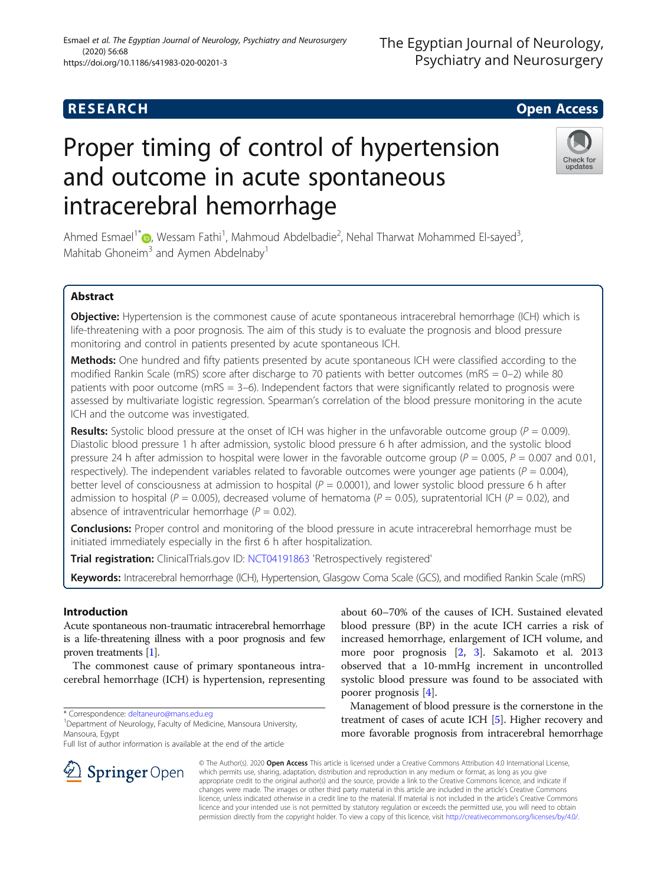RESEARCH

Open Access

# Proper timing of control of hypertension and outcome in acute spontaneous intracerebral hemorrhage

Ahmed Esmael[1*], Wessam Fathi[1], Mahmoud Abdelbadie[2], Nehal Tharwat Mohammed El-sayed[3], Mahitab Ghoneim[3] and Aymen Abdelnaby[1]

## Abstract

**Objective:** Hypertension is the commonest cause of acute spontaneous intracerebral hemorrhage (ICH) which is life-threatening with a poor prognosis. The aim of this study is to evaluate the prognosis and blood pressure monitoring and control in patients presented by acute spontaneous ICH.

**Methods:** One hundred and fifty patients presented by acute spontaneous ICH were classified according to the modified Rankin Scale (mRS) score after discharge to 70 patients with better outcomes (mRS = 0–2) while 80 patients with poor outcome (mRS = 3–6). Independent factors that were significantly related to prognosis were assessed by multivariate logistic regression. Spearman's correlation of the blood pressure monitoring in the acute ICH and the outcome was investigated.

**Results:** Systolic blood pressure at the onset of ICH was higher in the unfavorable outcome group ($P = 0.009$). Diastolic blood pressure 1 h after admission, systolic blood pressure 6 h after admission, and the systolic blood pressure 24 h after admission to hospital were lower in the favorable outcome group ($P = 0.005$, $P = 0.007$ and 0.01, respectively). The independent variables related to favorable outcomes were younger age patients ($P = 0.004$), better level of consciousness at admission to hospital ($P = 0.0001$), and lower systolic blood pressure 6 h after admission to hospital ($P = 0.005$), decreased volume of hematoma ($P = 0.05$), supratentorial ICH ($P = 0.02$), and absence of intraventricular hemorrhage ($P = 0.02$).

**Conclusions:** Proper control and monitoring of the blood pressure in acute intracerebral hemorrhage must be initiated immediately especially in the first 6 h after hospitalization.

**Trial registration:** ClinicalTrials.gov ID: NCT04191863 'Retrospectively registered'

**Keywords:** Intracerebral hemorrhage (ICH), Hypertension, Glasgow Coma Scale (GCS), and modified Rankin Scale (mRS)

## Introduction

Acute spontaneous non-traumatic intracerebral hemorrhage is a life-threatening illness with a poor prognosis and few proven treatments [1].

The commonest cause of primary spontaneous intracerebral hemorrhage (ICH) is hypertension, representing about 60–70% of the causes of ICH. Sustained elevated blood pressure (BP) in the acute ICH carries a risk of increased hemorrhage, enlargement of ICH volume, and more poor prognosis [2, 3]. Sakamoto et al. 2013 observed that a 10-mmHg increment in uncontrolled systolic blood pressure was found to be associated with poorer prognosis [4].

Management of blood pressure is the cornerstone in the treatment of cases of acute ICH [5]. Higher recovery and more favorable prognosis from intracerebral hemorrhage

\* Correspondence: deltaneuro@mans.edu.eg
[1]Department of Neurology, Faculty of Medicine, Mansoura University, Mansoura, Egypt
Full list of author information is available at the end of the article

© The Author(s). 2020 **Open Access** This article is licensed under a Creative Commons Attribution 4.0 International License, which permits use, sharing, adaptation, distribution and reproduction in any medium or format, as long as you give appropriate credit to the original author(s) and the source, provide a link to the Creative Commons licence, and indicate if changes were made. The images or other third party material in this article are included in the article's Creative Commons licence, unless indicated otherwise in a credit line to the material. If material is not included in the article's Creative Commons licence and your intended use is not permitted by statutory regulation or exceeds the permitted use, you will need to obtain permission directly from the copyright holder. To view a copy of this licence, visit http://creativecommons.org/licenses/by/4.0/.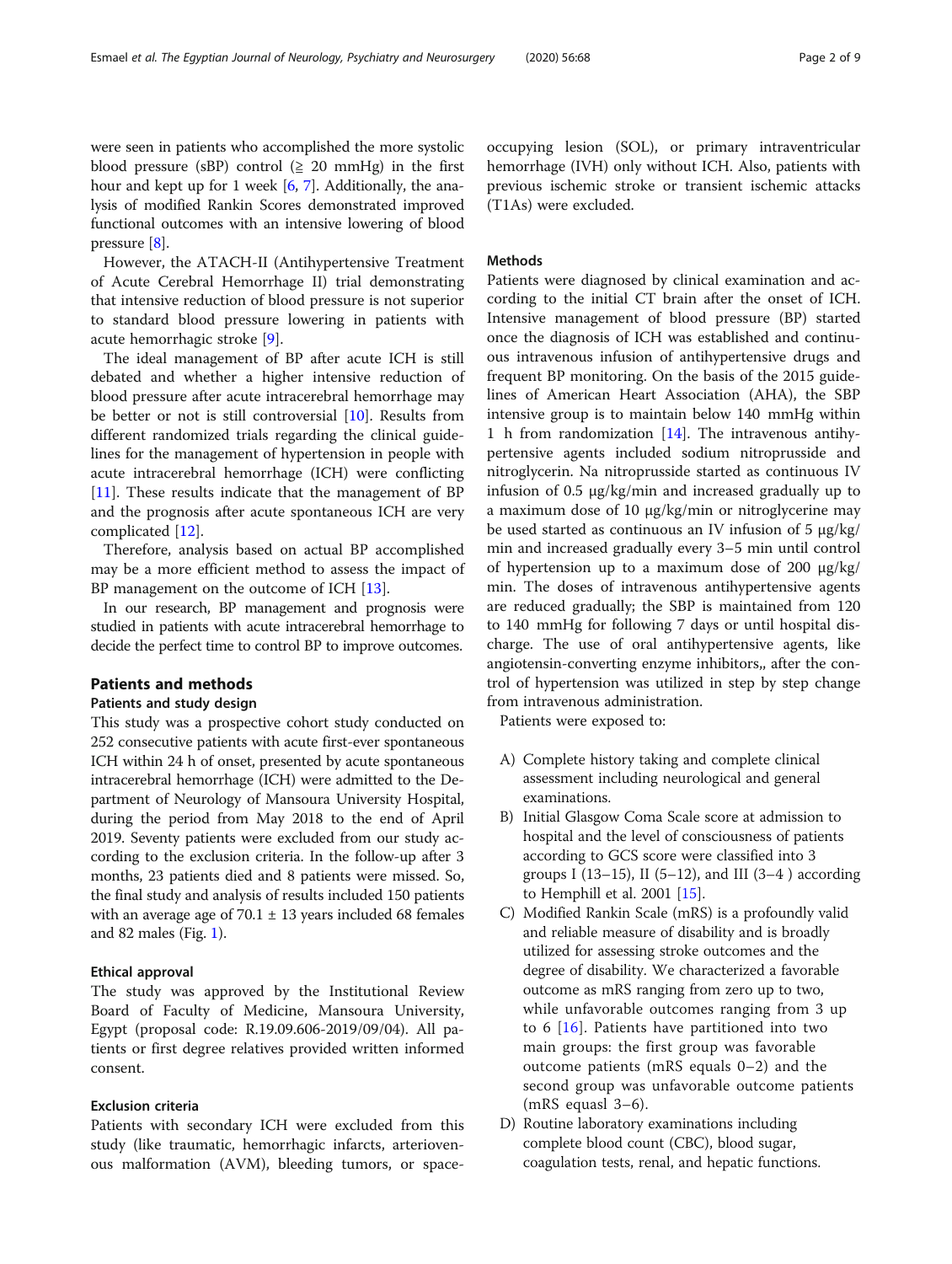were seen in patients who accomplished the more systolic blood pressure (sBP) control (≧ 20 mmHg) in the first hour and kept up for 1 week [6, 7]. Additionally, the analysis of modified Rankin Scores demonstrated improved functional outcomes with an intensive lowering of blood pressure [8].

However, the ATACH-II (Antihypertensive Treatment of Acute Cerebral Hemorrhage II) trial demonstrating that intensive reduction of blood pressure is not superior to standard blood pressure lowering in patients with acute hemorrhagic stroke [9].

The ideal management of BP after acute ICH is still debated and whether a higher intensive reduction of blood pressure after acute intracerebral hemorrhage may be better or not is still controversial [10]. Results from different randomized trials regarding the clinical guidelines for the management of hypertension in people with acute intracerebral hemorrhage (ICH) were conflicting [11]. These results indicate that the management of BP and the prognosis after acute spontaneous ICH are very complicated [12].

Therefore, analysis based on actual BP accomplished may be a more efficient method to assess the impact of BP management on the outcome of ICH [13].

In our research, BP management and prognosis were studied in patients with acute intracerebral hemorrhage to decide the perfect time to control BP to improve outcomes.

## Patients and methods

### Patients and study design

This study was a prospective cohort study conducted on 252 consecutive patients with acute first-ever spontaneous ICH within 24 h of onset, presented by acute spontaneous intracerebral hemorrhage (ICH) were admitted to the Department of Neurology of Mansoura University Hospital, during the period from May 2018 to the end of April 2019. Seventy patients were excluded from our study according to the exclusion criteria. In the follow-up after 3 months, 23 patients died and 8 patients were missed. So, the final study and analysis of results included 150 patients with an average age of 70.1 ± 13 years included 68 females and 82 males (Fig. 1).

### Ethical approval

The study was approved by the Institutional Review Board of Faculty of Medicine, Mansoura University, Egypt (proposal code: R.19.09.606-2019/09/04). All patients or first degree relatives provided written informed consent.

### Exclusion criteria

Patients with secondary ICH were excluded from this study (like traumatic, hemorrhagic infarcts, arteriovenous malformation (AVM), bleeding tumors, or space-occupying lesion (SOL), or primary intraventricular hemorrhage (IVH) only without ICH. Also, patients with previous ischemic stroke or transient ischemic attacks (T1As) were excluded.

### Methods

Patients were diagnosed by clinical examination and according to the initial CT brain after the onset of ICH. Intensive management of blood pressure (BP) started once the diagnosis of ICH was established and continuous intravenous infusion of antihypertensive drugs and frequent BP monitoring. On the basis of the 2015 guidelines of American Heart Association (AHA), the SBP intensive group is to maintain below 140 mmHg within 1 h from randomization [14]. The intravenous antihypertensive agents included sodium nitroprusside and nitroglycerin. Na nitroprusside started as continuous IV infusion of 0.5 μg/kg/min and increased gradually up to a maximum dose of 10 μg/kg/min or nitroglycerine may be used started as continuous an IV infusion of 5 μg/kg/min and increased gradually every 3–5 min until control of hypertension up to a maximum dose of 200 μg/kg/min. The doses of intravenous antihypertensive agents are reduced gradually; the SBP is maintained from 120 to 140 mmHg for following 7 days or until hospital discharge. The use of oral antihypertensive agents, like angiotensin-converting enzyme inhibitors,, after the control of hypertension was utilized in step by step change from intravenous administration.

Patients were exposed to:

A) Complete history taking and complete clinical assessment including neurological and general examinations.
B) Initial Glasgow Coma Scale score at admission to hospital and the level of consciousness of patients according to GCS score were classified into 3 groups I (13–15), II (5–12), and III (3–4 ) according to Hemphill et al. 2001 [15].
C) Modified Rankin Scale (mRS) is a profoundly valid and reliable measure of disability and is broadly utilized for assessing stroke outcomes and the degree of disability. We characterized a favorable outcome as mRS ranging from zero up to two, while unfavorable outcomes ranging from 3 up to 6 [16]. Patients have partitioned into two main groups: the first group was favorable outcome patients (mRS equals 0–2) and the second group was unfavorable outcome patients (mRS equasl 3–6).
D) Routine laboratory examinations including complete blood count (CBC), blood sugar, coagulation tests, renal, and hepatic functions.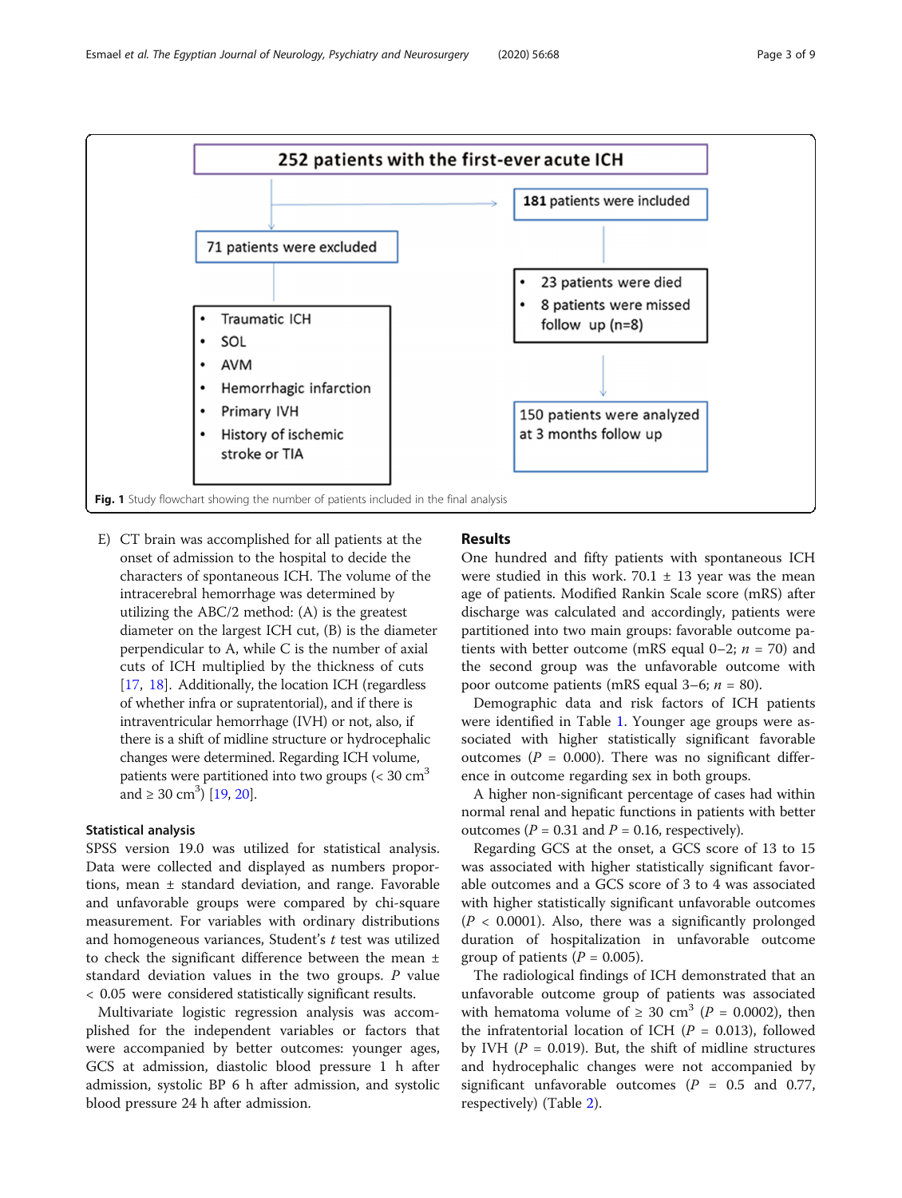252 patients with the first-ever acute ICH

71 patients were excluded

- Traumatic ICH
- SOL
- AVM
- Hemorrhagic infarction
- Primary IVH
- History of ischemic stroke or TIA

181 patients were included

- 23 patients were died
- 8 patients were missed follow up (n=8)

150 patients were analyzed at 3 months follow up

**Fig. 1** Study flowchart showing the number of patients included in the final analysis

E) CT brain was accomplished for all patients at the onset of admission to the hospital to decide the characters of spontaneous ICH. The volume of the intracerebral hemorrhage was determined by utilizing the ABC/2 method: (A) is the greatest diameter on the largest ICH cut, (B) is the diameter perpendicular to A, while C is the number of axial cuts of ICH multiplied by the thickness of cuts [17, 18]. Additionally, the location ICH (regardless of whether infra or supratentorial), and if there is intraventricular hemorrhage (IVH) or not, also, if there is a shift of midline structure or hydrocephalic changes were determined. Regarding ICH volume, patients were partitioned into two groups (< 30 $cm^3$ and ≥ 30 $cm^3$) [19, 20].

### Statistical analysis

SPSS version 19.0 was utilized for statistical analysis. Data were collected and displayed as numbers proportions, mean ± standard deviation, and range. Favorable and unfavorable groups were compared by chi-square measurement. For variables with ordinary distributions and homogeneous variances, Student's *t* test was utilized to check the significant difference between the mean ± standard deviation values in the two groups. *P* value < 0.05 were considered statistically significant results.

Multivariate logistic regression analysis was accomplished for the independent variables or factors that were accompanied by better outcomes: younger ages, GCS at admission, diastolic blood pressure 1 h after admission, systolic BP 6 h after admission, and systolic blood pressure 24 h after admission.

## Results

One hundred and fifty patients with spontaneous ICH were studied in this work. 70.1 ± 13 year was the mean age of patients. Modified Rankin Scale score (mRS) after discharge was calculated and accordingly, patients were partitioned into two main groups: favorable outcome patients with better outcome (mRS equal 0–2; $n$ = 70) and the second group was the unfavorable outcome with poor outcome patients (mRS equal 3–6; $n$ = 80).

Demographic data and risk factors of ICH patients were identified in Table 1. Younger age groups were associated with higher statistically significant favorable outcomes ($P$ = 0.000). There was no significant difference in outcome regarding sex in both groups.

A higher non-significant percentage of cases had within normal renal and hepatic functions in patients with better outcomes ($P$ = 0.31 and $P$ = 0.16, respectively).

Regarding GCS at the onset, a GCS score of 13 to 15 was associated with higher statistically significant favorable outcomes and a GCS score of 3 to 4 was associated with higher statistically significant unfavorable outcomes ($P$ < 0.0001). Also, there was a significantly prolonged duration of hospitalization in unfavorable outcome group of patients ($P$ = 0.005).

The radiological findings of ICH demonstrated that an unfavorable outcome group of patients was associated with hematoma volume of ≥ 30 $cm^3$ ($P$ = 0.0002), then the infratentorial location of ICH ($P$ = 0.013), followed by IVH ($P$ = 0.019). But, the shift of midline structures and hydrocephalic changes were not accompanied by significant unfavorable outcomes ($P$ = 0.5 and 0.77, respectively) (Table 2).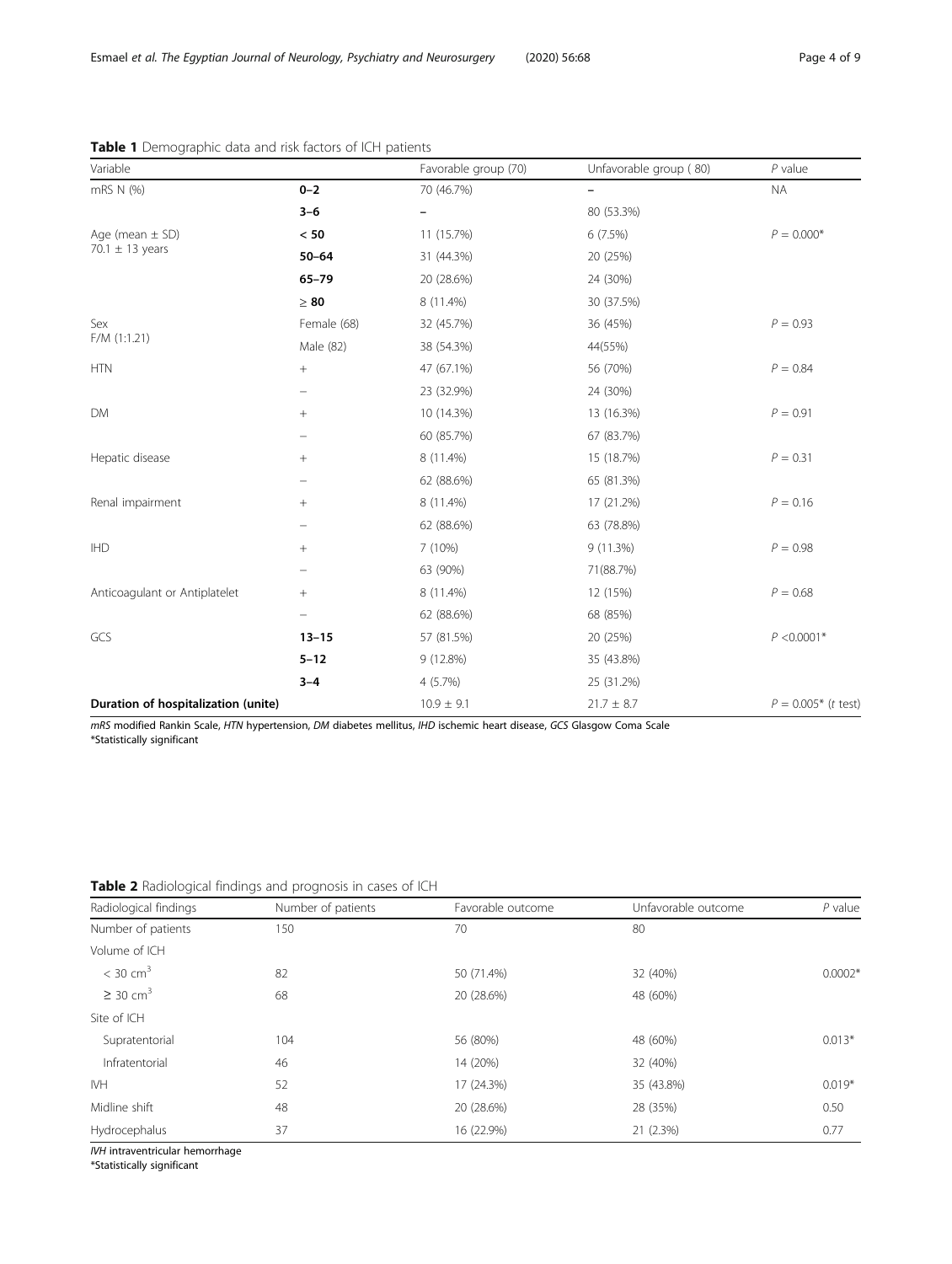**Table 1** Demographic data and risk factors of ICH patients

| Variable | | Favorable group (70) | Unfavorable group ( 80) | *P* value |
|---|---|---|---|---|
| mRS N (%) | **0–2** | 70 (46.7%) | – | NA |
| | **3–6** | – | 80 (53.3%) | |
| Age (mean ± SD) 70.1 ± 13 years | **< 50** | 11 (15.7%) | 6 (7.5%) | $P = 0.000$* |
| | **50–64** | 31 (44.3%) | 20 (25%) | |
| | **65–79** | 20 (28.6%) | 24 (30%) | |
| | **≥ 80** | 8 (11.4%) | 30 (37.5%) | |
| Sex F/M (1:1.21) | Female (68) | 32 (45.7%) | 36 (45%) | $P = 0.93$ |
| | Male (82) | 38 (54.3%) | 44(55%) | |
| HTN | + | 47 (67.1%) | 56 (70%) | $P = 0.84$ |
| | – | 23 (32.9%) | 24 (30%) | |
| DM | + | 10 (14.3%) | 13 (16.3%) | $P = 0.91$ |
| | – | 60 (85.7%) | 67 (83.7%) | |
| Hepatic disease | + | 8 (11.4%) | 15 (18.7%) | $P = 0.31$ |
| | – | 62 (88.6%) | 65 (81.3%) | |
| Renal impairment | + | 8 (11.4%) | 17 (21.2%) | $P = 0.16$ |
| | – | 62 (88.6%) | 63 (78.8%) | |
| IHD | + | 7 (10%) | 9 (11.3%) | $P = 0.98$ |
| | – | 63 (90%) | 71(88.7%) | |
| Anticoagulant or Antiplatelet | + | 8 (11.4%) | 12 (15%) | $P = 0.68$ |
| | – | 62 (88.6%) | 68 (85%) | |
| GCS | **13–15** | 57 (81.5%) | 20 (25%) | $P < 0.0001$* |
| | **5–12** | 9 (12.8%) | 35 (43.8%) | |
| | **3–4** | 4 (5.7%) | 25 (31.2%) | |
| **Duration of hospitalization (unite)** | | 10.9 ± 9.1 | 21.7 ± 8.7 | $P = 0.005$* (*t* test) |

*mRS* modified Rankin Scale, *HTN* hypertension, *DM* diabetes mellitus, *IHD* ischemic heart disease, *GCS* Glasgow Coma Scale
*Statistically significant

**Table 2** Radiological findings and prognosis in cases of ICH

| Radiological findings | Number of patients | Favorable outcome | Unfavorable outcome | *P* value |
|---|---|---|---|---|
| Number of patients | 150 | 70 | 80 | |
| Volume of ICH | | | | |
| < 30 $cm^3$ | 82 | 50 (71.4%) | 32 (40%) | 0.0002* |
| ≥ 30 $cm^3$ | 68 | 20 (28.6%) | 48 (60%) | |
| Site of ICH | | | | |
| Supratentorial | 104 | 56 (80%) | 48 (60%) | 0.013* |
| Infratentorial | 46 | 14 (20%) | 32 (40%) | |
| IVH | 52 | 17 (24.3%) | 35 (43.8%) | 0.019* |
| Midline shift | 48 | 20 (28.6%) | 28 (35%) | 0.50 |
| Hydrocephalus | 37 | 16 (22.9%) | 21 (2.3%) | 0.77 |

*IVH* intraventricular hemorrhage
*Statistically significant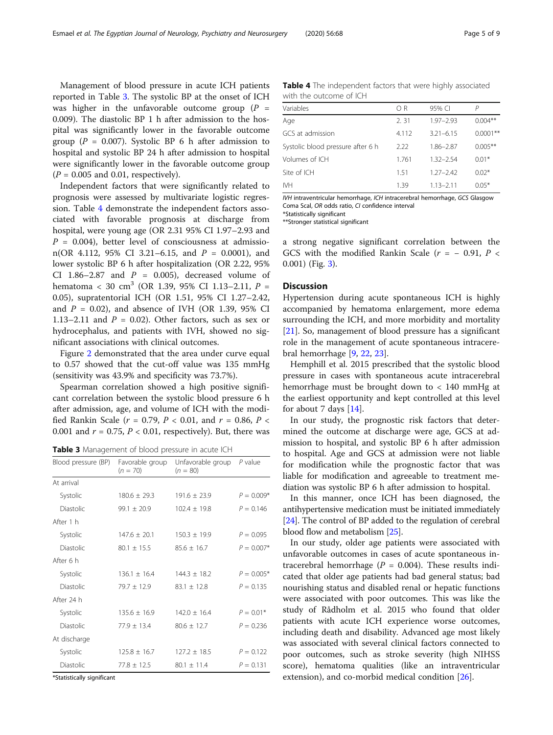Management of blood pressure in acute ICH patients reported in Table 3. The systolic BP at the onset of ICH was higher in the unfavorable outcome group ($P$ = 0.009). The diastolic BP 1 h after admission to the hospital was significantly lower in the favorable outcome group ($P$ = 0.007). Systolic BP 6 h after admission to hospital and systolic BP 24 h after admission to hospital were significantly lower in the favorable outcome group ($P$ = 0.005 and 0.01, respectively).

Independent factors that were significantly related to prognosis were assessed by multivariate logistic regression. Table 4 demonstrate the independent factors associated with favorable prognosis at discharge from hospital, were young age (OR 2.31 95% CI 1.97–2.93 and $P$ = 0.004), better level of consciousness at admission(OR 4.112, 95% CI 3.21–6.15, and $P$ = 0.0001), and lower systolic BP 6 h after hospitalization (OR 2.22, 95% CI 1.86–2.87 and $P$ = 0.005), decreased volume of hematoma < 30 cm$^3$ (OR 1.39, 95% CI 1.13–2.11, $P$ = 0.05), supratentorial ICH (OR 1.51, 95% CI 1.27–2.42, and $P$ = 0.02), and absence of IVH (OR 1.39, 95% CI 1.13–2.11 and $P$ = 0.02). Other factors, such as sex or hydrocephalus, and patients with IVH, showed no significant associations with clinical outcomes.

Figure 2 demonstrated that the area under curve equal to 0.57 showed that the cut-off value was 135 mmHg (sensitivity was 43.9% and specificity was 73.7%).

Spearman correlation showed a high positive significant correlation between the systolic blood pressure 6 h after admission, age, and volume of ICH with the modified Rankin Scale ($r$ = 0.79, $P$ < 0.01, and $r$ = 0.86, $P$ < 0.001 and $r$ = 0.75, $P$ < 0.01, respectively). But, there was a strong negative significant correlation between the GCS with the modified Rankin Scale ($r$ = − 0.91, $P$ < 0.001) (Fig. 3).

**Table 3** Management of blood pressure in acute ICH

| Blood pressure (BP) | Favorable group (n = 70) | Unfavorable group (n = 80) | P value |
|---|---|---|---|
| At arrival | | | |
| Systolic | 180.6 ± 29.3 | 191.6 ± 23.9 | P = 0.009* |
| Diastolic | 99.1 ± 20.9 | 102.4 ± 19.8 | P = 0.146 |
| After 1 h | | | |
| Systolic | 147.6 ± 20.1 | 150.3 ± 19.9 | P = 0.095 |
| Diastolic | 80.1 ± 15.5 | 85.6 ± 16.7 | P = 0.007* |
| After 6 h | | | |
| Systolic | 136.1 ± 16.4 | 144.3 ± 18.2 | P = 0.005* |
| Diastolic | 79.7 ± 12.9 | 83.1 ± 12.8 | P = 0.135 |
| After 24 h | | | |
| Systolic | 135.6 ± 16.9 | 142.0 ± 16.4 | P = 0.01* |
| Diastolic | 77.9 ± 13.4 | 80.6 ± 12.7 | P = 0.236 |
| At discharge | | | |
| Systolic | 125.8 ± 16.7 | 127.2 ± 18.5 | P = 0.122 |
| Diastolic | 77.8 ± 12.5 | 80.1 ± 11.4 | P = 0.131 |

*Statistically significant

**Table 4** The independent factors that were highly associated with the outcome of ICH

| Variables | O R | 95% CI | P |
|---|---|---|---|
| Age | 2. 31 | 1.97–2.93 | 0.004** |
| GCS at admission | 4.112 | 3.21–6.15 | 0.0001** |
| Systolic blood pressure after 6 h | 2.22 | 1.86–2.87 | 0.005** |
| Volumes of ICH | 1.761 | 1.32–2.54 | 0.01* |
| Site of ICH | 1.51 | 1.27–2.42 | 0.02* |
| IVH | 1.39 | 1.13–2.11 | 0.05* |

*IVH* intraventricular hemorrhage, *ICH* intracerebral hemorrhage, *GCS* Glasgow Coma Scal, *OR* odds ratio, *CI* confidence interval
*Statistically significant
**Stronger statistical significant

## Discussion

Hypertension during acute spontaneous ICH is highly accompanied by hematoma enlargement, more edema surrounding the ICH, and more morbidity and mortality [21]. So, management of blood pressure has a significant role in the management of acute spontaneous intracerebral hemorrhage [9, 22, 23].

Hemphill et al. 2015 prescribed that the systolic blood pressure in cases with spontaneous acute intracerebral hemorrhage must be brought down to < 140 mmHg at the earliest opportunity and kept controlled at this level for about 7 days [14].

In our study, the prognostic risk factors that determined the outcome at discharge were age, GCS at admission to hospital, and systolic BP 6 h after admission to hospital. Age and GCS at admission were not liable for modification while the prognostic factor that was liable for modification and agreeable to treatment mediation was systolic BP 6 h after admission to hospital.

In this manner, once ICH has been diagnosed, the antihypertensive medication must be initiated immediately [24]. The control of BP added to the regulation of cerebral blood flow and metabolism [25].

In our study, older age patients were associated with unfavorable outcomes in cases of acute spontaneous intracerebral hemorrhage ($P$ = 0.004). These results indicated that older age patients had bad general status; bad nourishing status and disabled renal or hepatic functions were associated with poor outcomes. This was like the study of Rådholm et al. 2015 who found that older patients with acute ICH experience worse outcomes, including death and disability. Advanced age most likely was associated with several clinical factors connected to poor outcomes, such as stroke severity (high NIHSS score), hematoma qualities (like an intraventricular extension), and co-morbid medical condition [26].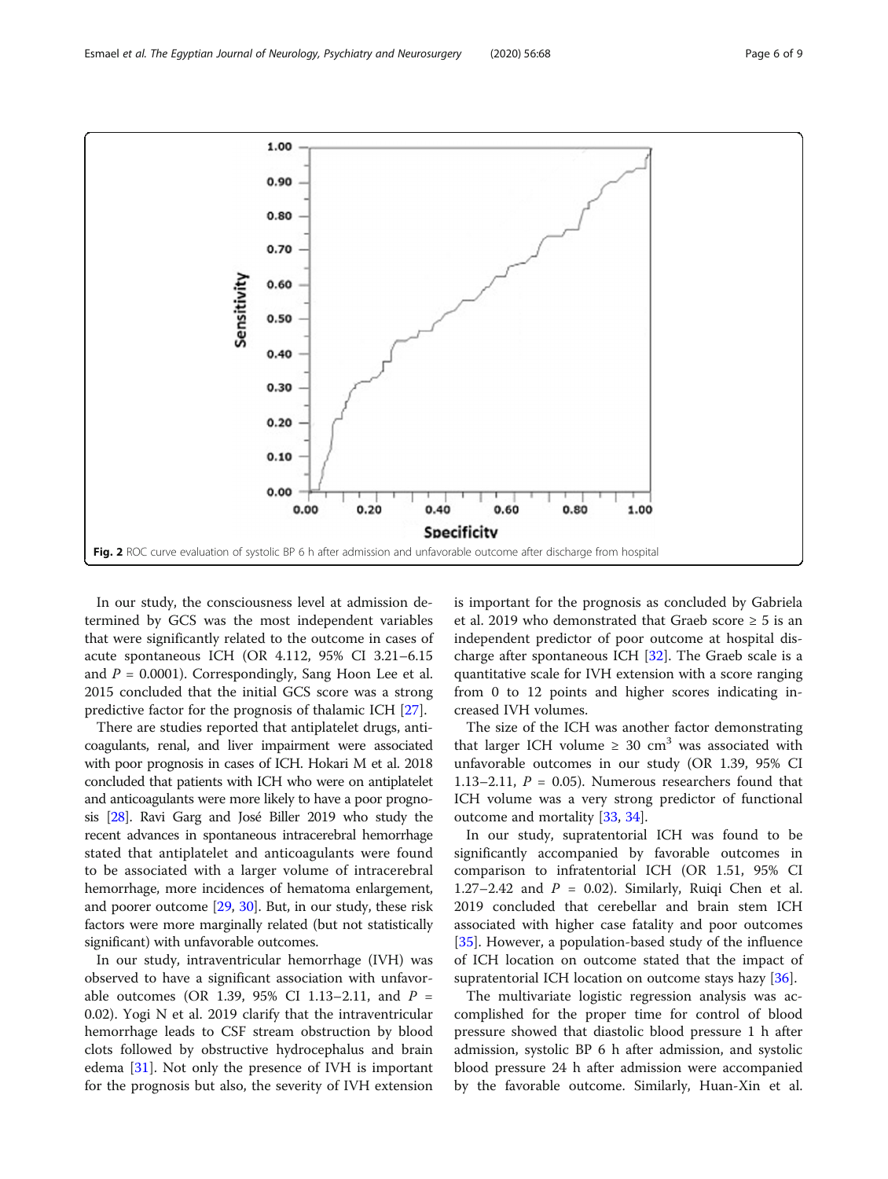Fig. 2 ROC curve evaluation of systolic BP 6 h after admission and unfavorable outcome after discharge from hospital

In our study, the consciousness level at admission determined by GCS was the most independent variables that were significantly related to the outcome in cases of acute spontaneous ICH (OR 4.112, 95% CI 3.21–6.15 and $P$ = 0.0001). Correspondingly, Sang Hoon Lee et al. 2015 concluded that the initial GCS score was a strong predictive factor for the prognosis of thalamic ICH [27].

There are studies reported that antiplatelet drugs, anticoagulants, renal, and liver impairment were associated with poor prognosis in cases of ICH. Hokari M et al. 2018 concluded that patients with ICH who were on antiplatelet and anticoagulants were more likely to have a poor prognosis [28]. Ravi Garg and José Biller 2019 who study the recent advances in spontaneous intracerebral hemorrhage stated that antiplatelet and anticoagulants were found to be associated with a larger volume of intracerebral hemorrhage, more incidences of hematoma enlargement, and poorer outcome [29, 30]. But, in our study, these risk factors were more marginally related (but not statistically significant) with unfavorable outcomes.

In our study, intraventricular hemorrhage (IVH) was observed to have a significant association with unfavorable outcomes (OR 1.39, 95% CI 1.13–2.11, and $P$ = 0.02). Yogi N et al. 2019 clarify that the intraventricular hemorrhage leads to CSF stream obstruction by blood clots followed by obstructive hydrocephalus and brain edema [31]. Not only the presence of IVH is important for the prognosis but also, the severity of IVH extension is important for the prognosis as concluded by Gabriela et al. 2019 who demonstrated that Graeb score ≥ 5 is an independent predictor of poor outcome at hospital discharge after spontaneous ICH [32]. The Graeb scale is a quantitative scale for IVH extension with a score ranging from 0 to 12 points and higher scores indicating increased IVH volumes.

The size of the ICH was another factor demonstrating that larger ICH volume ≥ 30 $cm^3$ was associated with unfavorable outcomes in our study (OR 1.39, 95% CI 1.13–2.11, $P$ = 0.05). Numerous researchers found that ICH volume was a very strong predictor of functional outcome and mortality [33, 34].

In our study, supratentorial ICH was found to be significantly accompanied by favorable outcomes in comparison to infratentorial ICH (OR 1.51, 95% CI 1.27–2.42 and $P$ = 0.02). Similarly, Ruiqi Chen et al. 2019 concluded that cerebellar and brain stem ICH associated with higher case fatality and poor outcomes [35]. However, a population-based study of the influence of ICH location on outcome stated that the impact of supratentorial ICH location on outcome stays hazy [36].

The multivariate logistic regression analysis was accomplished for the proper time for control of blood pressure showed that diastolic blood pressure 1 h after admission, systolic BP 6 h after admission, and systolic blood pressure 24 h after admission were accompanied by the favorable outcome. Similarly, Huan-Xin et al.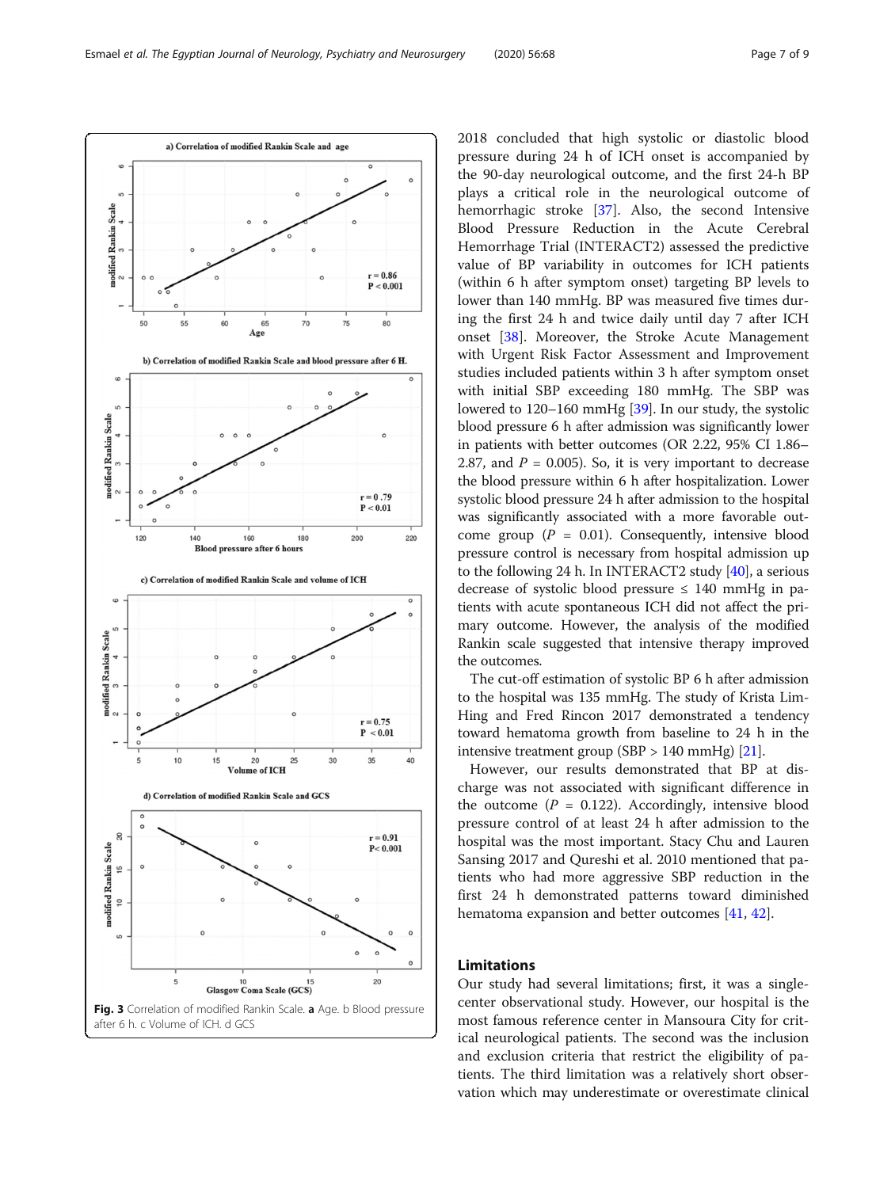Fig. 3 Correlation of modified Rankin Scale. **a** Age. b Blood pressure after 6 h. c Volume of ICH. d GCS

2018 concluded that high systolic or diastolic blood pressure during 24 h of ICH onset is accompanied by the 90-day neurological outcome, and the first 24-h BP plays a critical role in the neurological outcome of hemorrhagic stroke [37]. Also, the second Intensive Blood Pressure Reduction in the Acute Cerebral Hemorrhage Trial (INTERACT2) assessed the predictive value of BP variability in outcomes for ICH patients (within 6 h after symptom onset) targeting BP levels to lower than 140 mmHg. BP was measured five times during the first 24 h and twice daily until day 7 after ICH onset [38]. Moreover, the Stroke Acute Management with Urgent Risk Factor Assessment and Improvement studies included patients within 3 h after symptom onset with initial SBP exceeding 180 mmHg. The SBP was lowered to 120–160 mmHg [39]. In our study, the systolic blood pressure 6 h after admission was significantly lower in patients with better outcomes (OR 2.22, 95% CI 1.86–2.87, and $P$ = 0.005). So, it is very important to decrease the blood pressure within 6 h after hospitalization. Lower systolic blood pressure 24 h after admission to the hospital was significantly associated with a more favorable outcome group ($P$ = 0.01). Consequently, intensive blood pressure control is necessary from hospital admission up to the following 24 h. In INTERACT2 study [40], a serious decrease of systolic blood pressure ≤ 140 mmHg in patients with acute spontaneous ICH did not affect the primary outcome. However, the analysis of the modified Rankin scale suggested that intensive therapy improved the outcomes.

The cut-off estimation of systolic BP 6 h after admission to the hospital was 135 mmHg. The study of Krista Lim-Hing and Fred Rincon 2017 demonstrated a tendency toward hematoma growth from baseline to 24 h in the intensive treatment group (SBP > 140 mmHg) [21].

However, our results demonstrated that BP at discharge was not associated with significant difference in the outcome ($P$ = 0.122). Accordingly, intensive blood pressure control of at least 24 h after admission to the hospital was the most important. Stacy Chu and Lauren Sansing 2017 and Qureshi et al. 2010 mentioned that patients who had more aggressive SBP reduction in the first 24 h demonstrated patterns toward diminished hematoma expansion and better outcomes [41, 42].

## Limitations

Our study had several limitations; first, it was a single-center observational study. However, our hospital is the most famous reference center in Mansoura City for critical neurological patients. The second was the inclusion and exclusion criteria that restrict the eligibility of patients. The third limitation was a relatively short observation which may underestimate or overestimate clinical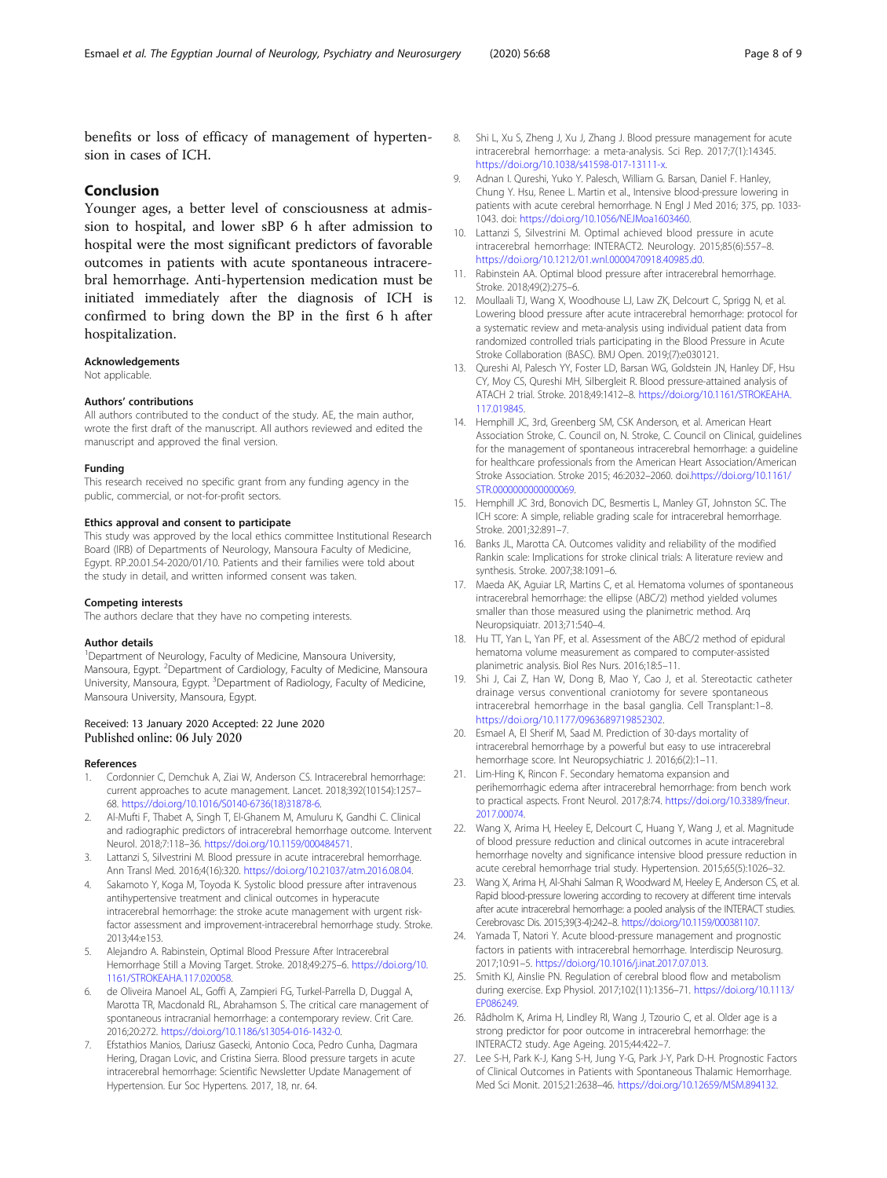benefits or loss of efficacy of management of hypertension in cases of ICH.

## Conclusion

Younger ages, a better level of consciousness at admission to hospital, and lower sBP 6 h after admission to hospital were the most significant predictors of favorable outcomes in patients with acute spontaneous intracerebral hemorrhage. Anti-hypertension medication must be initiated immediately after the diagnosis of ICH is confirmed to bring down the BP in the first 6 h after hospitalization.

#### Acknowledgements

Not applicable.

#### Authors' contributions

All authors contributed to the conduct of the study. AE, the main author, wrote the first draft of the manuscript. All authors reviewed and edited the manuscript and approved the final version.

#### Funding

This research received no specific grant from any funding agency in the public, commercial, or not-for-profit sectors.

#### Ethics approval and consent to participate

This study was approved by the local ethics committee Institutional Research Board (IRB) of Departments of Neurology, Mansoura Faculty of Medicine, Egypt. RP.20.01.54-2020/01/10. Patients and their families were told about the study in detail, and written informed consent was taken.

#### Competing interests

The authors declare that they have no competing interests.

#### Author details

[1]Department of Neurology, Faculty of Medicine, Mansoura University, Mansoura, Egypt. [2]Department of Cardiology, Faculty of Medicine, Mansoura University, Mansoura, Egypt. [3]Department of Radiology, Faculty of Medicine, Mansoura University, Mansoura, Egypt.

Received: 13 January 2020 Accepted: 22 June 2020
Published online: 06 July 2020

#### References

1. Cordonnier C, Demchuk A, Ziai W, Anderson CS. Intracerebral hemorrhage: current approaches to acute management. Lancet. 2018;392(10154):1257–68. https://doi.org/10.1016/S0140-6736(18)31878-6.
2. Al-Mufti F, Thabet A, Singh T, El-Ghanem M, Amuluru K, Gandhi C. Clinical and radiographic predictors of intracerebral hemorrhage outcome. Intervent Neurol. 2018;7:118–36. https://doi.org/10.1159/000484571.
3. Lattanzi S, Silvestrini M. Blood pressure in acute intracerebral hemorrhage. Ann Transl Med. 2016;4(16):320. https://doi.org/10.21037/atm.2016.08.04.
4. Sakamoto Y, Koga M, Toyoda K. Systolic blood pressure after intravenous antihypertensive treatment and clinical outcomes in hyperacute intracerebral hemorrhage: the stroke acute management with urgent risk-factor assessment and improvement-intracerebral hemorrhage study. Stroke. 2013;44:e153.
5. Alejandro A. Rabinstein, Optimal Blood Pressure After Intracerebral Hemorrhage Still a Moving Target. Stroke. 2018;49:275–6. https://doi.org/10.1161/STROKEAHA.117.020058.
6. de Oliveira Manoel AL, Goffi A, Zampieri FG, Turkel-Parrella D, Duggal A, Marotta TR, Macdonald RL, Abrahamson S. The critical care management of spontaneous intracranial hemorrhage: a contemporary review. Crit Care. 2016;20:272. https://doi.org/10.1186/s13054-016-1432-0.
7. Efstathios Manios, Dariusz Gasecki, Antonio Coca, Pedro Cunha, Dagmara Hering, Dragan Lovic, and Cristina Sierra. Blood pressure targets in acute intracerebral hemorrhage: Scientific Newsletter Update Management of Hypertension. Eur Soc Hypertens. 2017, 18, nr. 64.
8. Shi L, Xu S, Zheng J, Xu J, Zhang J. Blood pressure management for acute intracerebral hemorrhage: a meta-analysis. Sci Rep. 2017;7(1):14345. https://doi.org/10.1038/s41598-017-13111-x.
9. Adnan I. Qureshi, Yuko Y. Palesch, William G. Barsan, Daniel F. Hanley, Chung Y. Hsu, Renee L. Martin et al., Intensive blood-pressure lowering in patients with acute cerebral hemorrhage. N Engl J Med 2016; 375, pp. 1033-1043. doi: https://doi.org/10.1056/NEJMoa1603460.
10. Lattanzi S, Silvestrini M. Optimal achieved blood pressure in acute intracerebral hemorrhage: INTERACT2. Neurology. 2015;85(6):557–8. https://doi.org/10.1212/01.wnl.0000470918.40985.d0.
11. Rabinstein AA. Optimal blood pressure after intracerebral hemorrhage. Stroke. 2018;49(2):275–6.
12. Moullaali TJ, Wang X, Woodhouse LJ, Law ZK, Delcourt C, Sprigg N, et al. Lowering blood pressure after acute intracerebral haemorrhage: protocol for a systematic review and meta-analysis using individual patient data from randomized controlled trials participating in the Blood Pressure in Acute Stroke Collaboration (BASC). BMJ Open. 2019;(7):e030121.
13. Qureshi AI, Palesch YY, Foster LD, Barsan WG, Goldstein JN, Hanley DF, Hsu CY, Moy CS, Qureshi MH, Silbergleit R. Blood pressure-attained analysis of ATACH 2 trial. Stroke. 2018;49:1412–8. https://doi.org/10.1161/STROKEAHA.117.019845.
14. Hemphill JC, 3rd, Greenberg SM, CSK Anderson, et al. American Heart Association Stroke, C. Council on, N. Stroke, C. Council on Clinical, guidelines for the management of spontaneous intracerebral hemorrhage: a guideline for healthcare professionals from the American Heart Association/American Stroke Association. Stroke 2015; 46:2032–2060. doi.https://doi.org/10.1161/STR.0000000000000069.
15. Hemphill JC 3rd, Bonovich DC, Besmertis L, Manley GT, Johnston SC. The ICH score: A simple, reliable grading scale for intracerebral hemorrhage. Stroke. 2001;32:891–7.
16. Banks JL, Marotta CA. Outcomes validity and reliability of the modified Rankin scale: Implications for stroke clinical trials: A literature review and synthesis. Stroke. 2007;38:1091–6.
17. Maeda AK, Aguiar LR, Martins C, et al. Hematoma volumes of spontaneous intracerebral hemorrhage: the ellipse (ABC/2) method yielded volumes smaller than those measured using the planimetric method. Arq Neuropsiquiatr. 2013;71:540–4.
18. Hu TT, Yan L, Yan PF, et al. Assessment of the ABC/2 method of epidural hematoma volume measurement as compared to computer-assisted planimetric analysis. Biol Res Nurs. 2016;18:5–11.
19. Shi J, Cai Z, Han W, Dong B, Mao Y, Cao J, et al. Stereotactic catheter drainage versus conventional craniotomy for severe spontaneous intracerebral hemorrhage in the basal ganglia. Cell Transplant:1–8. https://doi.org/10.1177/0963689719852302.
20. Esmael A, El Sherif M, Saad M. Prediction of 30-days mortality of intracerebral hemorrhage by a powerful but easy to use intracerebral hemorrhage score. Int Neuropsychiatric J. 2016;6(2):1–11.
21. Lim-Hing K, Rincon F. Secondary hematoma expansion and perihemorrhagic edema after intracerebral hemorrhage: from bench work to practical aspects. Front Neurol. 2017;8:74. https://doi.org/10.3389/fneur.2017.00074.
22. Wang X, Arima H, Heeley E, Delcourt C, Huang Y, Wang J, et al. Magnitude of blood pressure reduction and clinical outcomes in acute intracerebral hemorrhage novelty and significance intensive blood pressure reduction in acute cerebral hemorrhage trial study. Hypertension. 2015;65(5):1026–32.
23. Wang X, Arima H, Al-Shahi Salman R, Woodward M, Heeley E, Anderson CS, et al. Rapid blood-pressure lowering according to recovery at different time intervals after acute intracerebral hemorrhage: a pooled analysis of the INTERACT studies. Cerebrovasc Dis. 2015;39(3-4):242–8. https://doi.org/10.1159/000381107.
24. Yamada T, Natori Y. Acute blood-pressure management and prognostic factors in patients with intracerebral hemorrhage. Interdiscip Neurosurg. 2017;10:91–5. https://doi.org/10.1016/j.inat.2017.07.013.
25. Smith KJ, Ainslie PN. Regulation of cerebral blood flow and metabolism during exercise. Exp Physiol. 2017;102(11):1356–71. https://doi.org/10.1113/EP086249.
26. Rådholm K, Arima H, Lindley RI, Wang J, Tzourio C, et al. Older age is a strong predictor for poor outcome in intracerebral hemorrhage: the INTERACT2 study. Age Ageing. 2015;44:422–7.
27. Lee S-H, Park K-J, Kang S-H, Jung Y-G, Park J-Y, Park D-H. Prognostic Factors of Clinical Outcomes in Patients with Spontaneous Thalamic Hemorrhage. Med Sci Monit. 2015;21:2638–46. https://doi.org/10.12659/MSM.894132.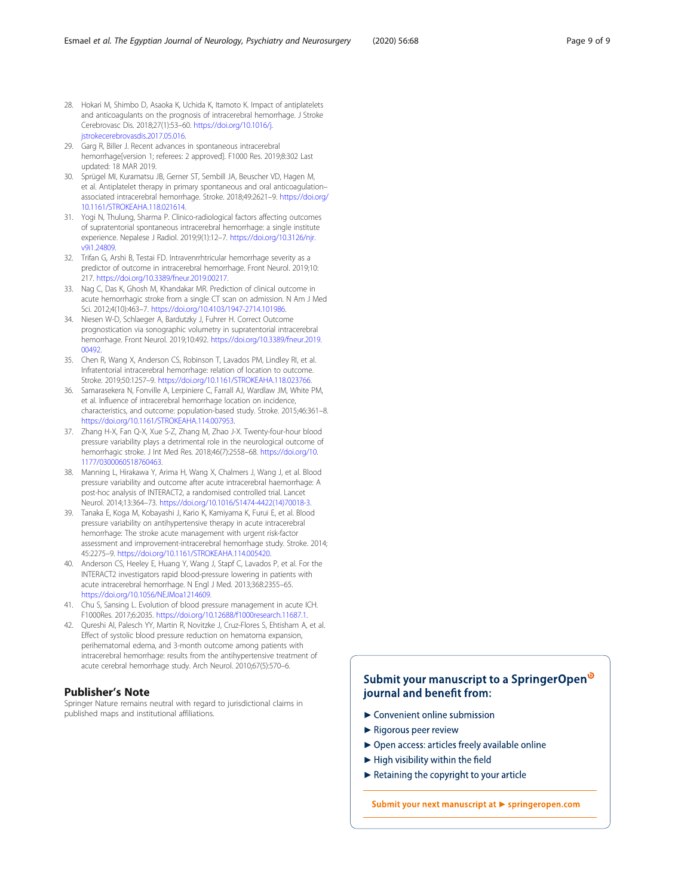28. Hokari M, Shimbo D, Asaoka K, Uchida K, Itamoto K. Impact of antiplatelets and anticoagulants on the prognosis of intracerebral hemorrhage. J Stroke Cerebrovasc Dis. 2018;27(1):53–60. https://doi.org/10.1016/j.jstrokecerebrovasdis.2017.05.016.
29. Garg R, Biller J. Recent advances in spontaneous intracerebral hemorrhage[version 1; referees: 2 approved]. F1000 Res. 2019;8:302 Last updated: 18 MAR 2019.
30. Sprügel MI, Kuramatsu JB, Gerner ST, Sembill JA, Beuscher VD, Hagen M, et al. Antiplatelet therapy in primary spontaneous and oral anticoagulation–associated intracerebral hemorrhage. Stroke. 2018;49:2621–9. https://doi.org/10.1161/STROKEAHA.118.021614.
31. Yogi N, Thulung, Sharma P. Clinico-radiological factors affecting outcomes of supratentorial spontaneous intracerebral hemorrhage: a single institute experience. Nepalese J Radiol. 2019;9(1):12–7. https://doi.org/10.3126/njr.v9i1.24809.
32. Trifan G, Arshi B, Testai FD. Intravenrrhtricular hemorrhage severity as a predictor of outcome in intracerebral hemorrhage. Front Neurol. 2019;10:217. https://doi.org/10.3389/fneur.2019.00217.
33. Nag C, Das K, Ghosh M, Khandakar MR. Prediction of clinical outcome in acute hemorrhagic stroke from a single CT scan on admission. N Am J Med Sci. 2012;4(10):463–7. https://doi.org/10.4103/1947-2714.101986.
34. Niesen W-D, Schlaeger A, Bardutzky J, Fuhrer H. Correct Outcome prognostication via sonographic volumetry in supratentorial intracerebral hemorrhage. Front Neurol. 2019;10:492. https://doi.org/10.3389/fneur.2019.00492.
35. Chen R, Wang X, Anderson CS, Robinson T, Lavados PM, Lindley RI, et al. Infratentorial intracerebral hemorrhage: relation of location to outcome. Stroke. 2019;50:1257–9. https://doi.org/10.1161/STROKEAHA.118.023766.
36. Samarasekera N, Fonville A, Lerpiniere C, Farrall AJ, Wardlaw JM, White PM, et al. Influence of intracerebral hemorrhage location on incidence, characteristics, and outcome: population-based study. Stroke. 2015;46:361–8. https://doi.org/10.1161/STROKEAHA.114.007953.
37. Zhang H-X, Fan Q-X, Xue S-Z, Zhang M, Zhao J-X. Twenty-four-hour blood pressure variability plays a detrimental role in the neurological outcome of hemorrhagic stroke. J Int Med Res. 2018;46(7):2558–68. https://doi.org/10.1177/0300060518760463.
38. Manning L, Hirakawa Y, Arima H, Wang X, Chalmers J, Wang J, et al. Blood pressure variability and outcome after acute intracerebral haemorrhage: A post-hoc analysis of INTERACT2, a randomised controlled trial. Lancet Neurol. 2014;13:364–73. https://doi.org/10.1016/S1474-4422(14)70018-3.
39. Tanaka E, Koga M, Kobayashi J, Kario K, Kamiyama K, Furui E, et al. Blood pressure variability on antihypertensive therapy in acute intracerebral hemorrhage: The stroke acute management with urgent risk-factor assessment and improvement-intracerebral hemorrhage study. Stroke. 2014;45:2275–9. https://doi.org/10.1161/STROKEAHA.114.005420.
40. Anderson CS, Heeley E, Huang Y, Wang J, Stapf C, Lavados P, et al. For the INTERACT2 investigators rapid blood-pressure lowering in patients with acute intracerebral hemorrhage. N Engl J Med. 2013;368:2355–65. https://doi.org/10.1056/NEJMoa1214609.
41. Chu S, Sansing L. Evolution of blood pressure management in acute ICH. F1000Res. 2017;6:2035. https://doi.org/10.12688/f1000research.11687.1.
42. Qureshi AI, Palesch YY, Martin R, Novitzke J, Cruz-Flores S, Ehtisham A, et al. Effect of systolic blood pressure reduction on hematoma expansion, perihematomal edema, and 3-month outcome among patients with intracerebral hemorrhage: results from the antihypertensive treatment of acute cerebral hemorrhage study. Arch Neurol. 2010;67(5):570–6.

## Publisher's Note

Springer Nature remains neutral with regard to jurisdictional claims in published maps and institutional affiliations.

**Submit your manuscript to a SpringerOpen journal and benefit from:**

- ► Convenient online submission
- ► Rigorous peer review
- ► Open access: articles freely available online
- ► High visibility within the field
- ► Retaining the copyright to your article

Submit your next manuscript at ► springeropen.com